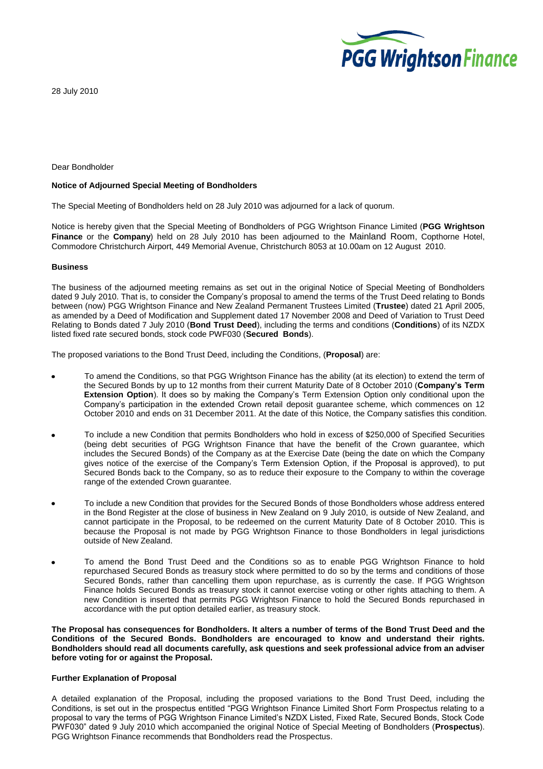PGG Wrightson Finance

28 July 2010

Dear Bondholder

**Notice of Adjourned Special Meeting of Bondholders**

The Special Meeting of Bondholders held on 28 July 2010 was adjourned for a lack of quorum.

Notice is hereby given that the Special Meeting of Bondholders of PGG Wrightson Finance Limited (**PGG Wrightson Finance** or the **Company**) held on 28 July 2010 has been adjourned to the Mainland Room, Copthorne Hotel, Commodore Christchurch Airport, 449 Memorial Avenue, Christchurch 8053 at 10.00am on 12 August 2010.

**Business**

The business of the adjourned meeting remains as set out in the original Notice of Special Meeting of Bondholders dated 9 July 2010. That is, to consider the Company's proposal to amend the terms of the Trust Deed relating to Bonds between (now) PGG Wrightson Finance and New Zealand Permanent Trustees Limited (**Trustee**) dated 21 April 2005, as amended by a Deed of Modification and Supplement dated 17 November 2008 and Deed of Variation to Trust Deed Relating to Bonds dated 7 July 2010 (**Bond Trust Deed**), including the terms and conditions (**Conditions**) of its NZDX listed fixed rate secured bonds, stock code PWF030 (**Secured Bonds**).

The proposed variations to the Bond Trust Deed, including the Conditions, (**Proposal**) are:

- To amend the Conditions, so that PGG Wrightson Finance has the ability (at its election) to extend the term of the Secured Bonds by up to 12 months from their current Maturity Date of 8 October 2010 (**Company's Term Extension Option**). It does so by making the Company's Term Extension Option only conditional upon the Company's participation in the extended Crown retail deposit guarantee scheme, which commences on 12 October 2010 and ends on 31 December 2011. At the date of this Notice, the Company satisfies this condition.
- To include a new Condition that permits Bondholders who hold in excess of $250,000 of Specified Securities (being debt securities of PGG Wrightson Finance that have the benefit of the Crown guarantee, which includes the Secured Bonds) of the Company as at the Exercise Date (being the date on which the Company gives notice of the exercise of the Company's Term Extension Option, if the Proposal is approved), to put Secured Bonds back to the Company, so as to reduce their exposure to the Company to within the coverage range of the extended Crown guarantee.
- To include a new Condition that provides for the Secured Bonds of those Bondholders whose address entered in the Bond Register at the close of business in New Zealand on 9 July 2010, is outside of New Zealand, and cannot participate in the Proposal, to be redeemed on the current Maturity Date of 8 October 2010. This is because the Proposal is not made by PGG Wrightson Finance to those Bondholders in legal jurisdictions outside of New Zealand.
- To amend the Bond Trust Deed and the Conditions so as to enable PGG Wrightson Finance to hold repurchased Secured Bonds as treasury stock where permitted to do so by the terms and conditions of those Secured Bonds, rather than cancelling them upon repurchase, as is currently the case. If PGG Wrightson Finance holds Secured Bonds as treasury stock it cannot exercise voting or other rights attaching to them. A new Condition is inserted that permits PGG Wrightson Finance to hold the Secured Bonds repurchased in accordance with the put option detailed earlier, as treasury stock.

**The Proposal has consequences for Bondholders. It alters a number of terms of the Bond Trust Deed and the Conditions of the Secured Bonds. Bondholders are encouraged to know and understand their rights. Bondholders should read all documents carefully, ask questions and seek professional advice from an adviser before voting for or against the Proposal.**

**Further Explanation of Proposal**

A detailed explanation of the Proposal, including the proposed variations to the Bond Trust Deed, including the Conditions, is set out in the prospectus entitled "PGG Wrightson Finance Limited Short Form Prospectus relating to a proposal to vary the terms of PGG Wrightson Finance Limited's NZDX Listed, Fixed Rate, Secured Bonds, Stock Code PWF030" dated 9 July 2010 which accompanied the original Notice of Special Meeting of Bondholders (**Prospectus**). PGG Wrightson Finance recommends that Bondholders read the Prospectus.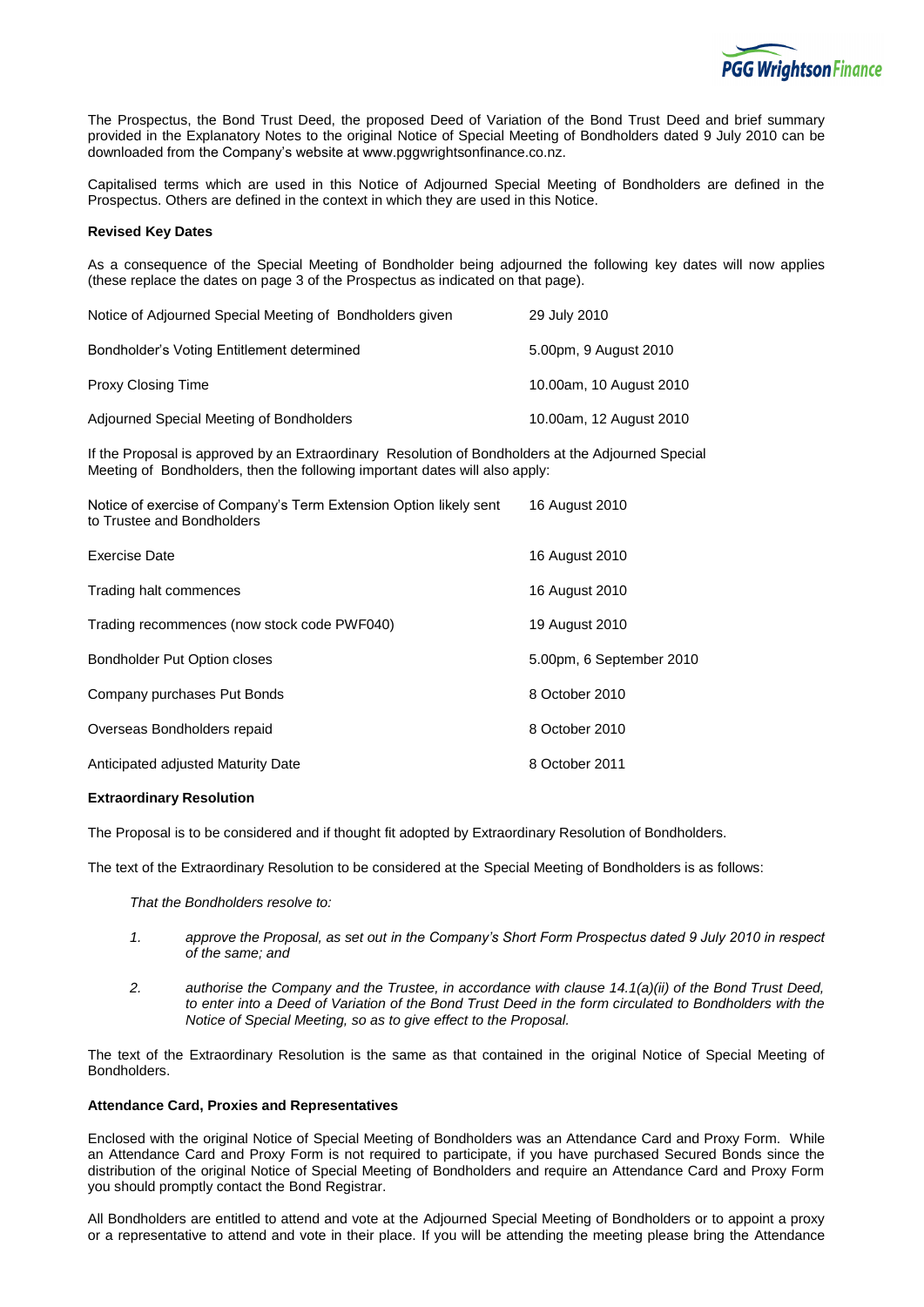The Prospectus, the Bond Trust Deed, the proposed Deed of Variation of the Bond Trust Deed and brief summary provided in the Explanatory Notes to the original Notice of Special Meeting of Bondholders dated 9 July 2010 can be downloaded from the Company's website at www.pggwrightsonfinance.co.nz.

Capitalised terms which are used in this Notice of Adjourned Special Meeting of Bondholders are defined in the Prospectus. Others are defined in the context in which they are used in this Notice.

**Revised Key Dates**

As a consequence of the Special Meeting of Bondholder being adjourned the following key dates will now applies (these replace the dates on page 3 of the Prospectus as indicated on that page).

| | |
|---|---|
| Notice of Adjourned Special Meeting of Bondholders given | 29 July 2010 |
| Bondholder's Voting Entitlement determined | 5.00pm, 9 August 2010 |
| Proxy Closing Time | 10.00am, 10 August 2010 |
| Adjourned Special Meeting of Bondholders | 10.00am, 12 August 2010 |

If the Proposal is approved by an Extraordinary Resolution of Bondholders at the Adjourned Special Meeting of Bondholders, then the following important dates will also apply:

| | |
|---|---|
| Notice of exercise of Company's Term Extension Option likely sent to Trustee and Bondholders | 16 August 2010 |
| Exercise Date | 16 August 2010 |
| Trading halt commences | 16 August 2010 |
| Trading recommences (now stock code PWF040) | 19 August 2010 |
| Bondholder Put Option closes | 5.00pm, 6 September 2010 |
| Company purchases Put Bonds | 8 October 2010 |
| Overseas Bondholders repaid | 8 October 2010 |
| Anticipated adjusted Maturity Date | 8 October 2011 |

**Extraordinary Resolution**

The Proposal is to be considered and if thought fit adopted by Extraordinary Resolution of Bondholders.

The text of the Extraordinary Resolution to be considered at the Special Meeting of Bondholders is as follows:

*That the Bondholders resolve to:*

1. *approve the Proposal, as set out in the Company's Short Form Prospectus dated 9 July 2010 in respect of the same; and*
2. *authorise the Company and the Trustee, in accordance with clause 14.1(a)(ii) of the Bond Trust Deed, to enter into a Deed of Variation of the Bond Trust Deed in the form circulated to Bondholders with the Notice of Special Meeting, so as to give effect to the Proposal.*

The text of the Extraordinary Resolution is the same as that contained in the original Notice of Special Meeting of Bondholders.

**Attendance Card, Proxies and Representatives**

Enclosed with the original Notice of Special Meeting of Bondholders was an Attendance Card and Proxy Form. While an Attendance Card and Proxy Form is not required to participate, if you have purchased Secured Bonds since the distribution of the original Notice of Special Meeting of Bondholders and require an Attendance Card and Proxy Form you should promptly contact the Bond Registrar.

All Bondholders are entitled to attend and vote at the Adjourned Special Meeting of Bondholders or to appoint a proxy or a representative to attend and vote in their place. If you will be attending the meeting please bring the Attendance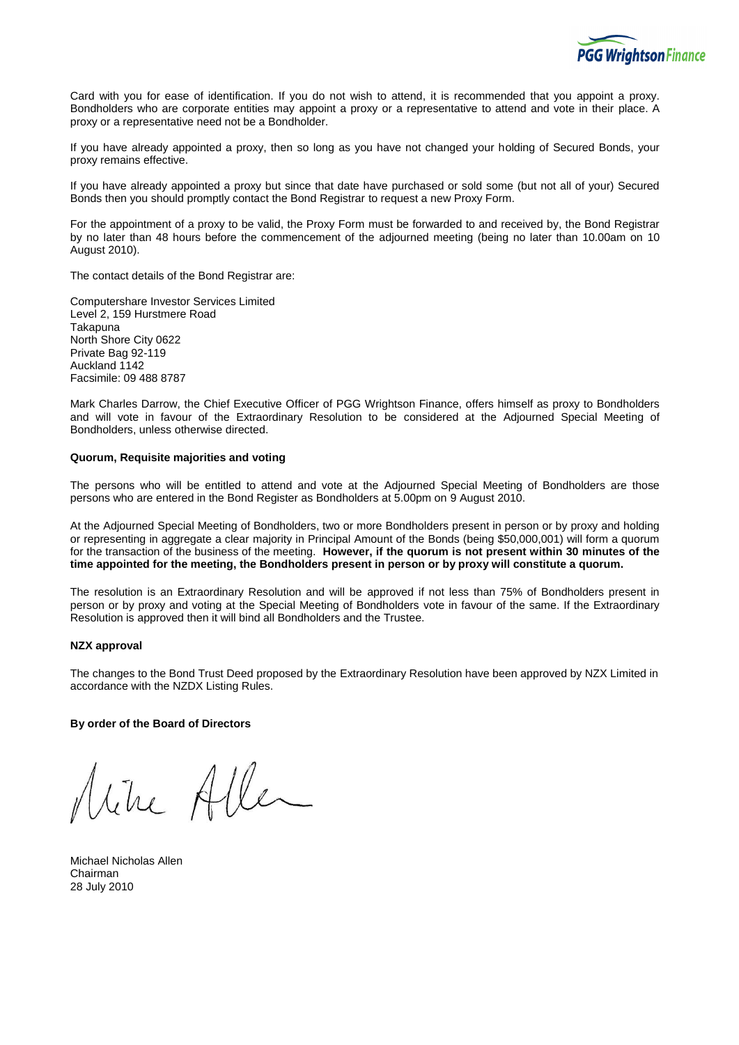Card with you for ease of identification. If you do not wish to attend, it is recommended that you appoint a proxy. Bondholders who are corporate entities may appoint a proxy or a representative to attend and vote in their place. A proxy or a representative need not be a Bondholder.

If you have already appointed a proxy, then so long as you have not changed your holding of Secured Bonds, your proxy remains effective.

If you have already appointed a proxy but since that date have purchased or sold some (but not all of your) Secured Bonds then you should promptly contact the Bond Registrar to request a new Proxy Form.

For the appointment of a proxy to be valid, the Proxy Form must be forwarded to and received by, the Bond Registrar by no later than 48 hours before the commencement of the adjourned meeting (being no later than 10.00am on 10 August 2010).

The contact details of the Bond Registrar are:

Computershare Investor Services Limited
Level 2, 159 Hurstmere Road
Takapuna
North Shore City 0622
Private Bag 92-119
Auckland 1142
Facsimile: 09 488 8787

Mark Charles Darrow, the Chief Executive Officer of PGG Wrightson Finance, offers himself as proxy to Bondholders and will vote in favour of the Extraordinary Resolution to be considered at the Adjourned Special Meeting of Bondholders, unless otherwise directed.

**Quorum, Requisite majorities and voting**

The persons who will be entitled to attend and vote at the Adjourned Special Meeting of Bondholders are those persons who are entered in the Bond Register as Bondholders at 5.00pm on 9 August 2010.

At the Adjourned Special Meeting of Bondholders, two or more Bondholders present in person or by proxy and holding or representing in aggregate a clear majority in Principal Amount of the Bonds (being $50,000,001) will form a quorum for the transaction of the business of the meeting. **However, if the quorum is not present within 30 minutes of the time appointed for the meeting, the Bondholders present in person or by proxy will constitute a quorum.**

The resolution is an Extraordinary Resolution and will be approved if not less than 75% of Bondholders present in person or by proxy and voting at the Special Meeting of Bondholders vote in favour of the same. If the Extraordinary Resolution is approved then it will bind all Bondholders and the Trustee.

**NZX approval**

The changes to the Bond Trust Deed proposed by the Extraordinary Resolution have been approved by NZX Limited in accordance with the NZDX Listing Rules.

**By order of the Board of Directors**

Mike Allen

Michael Nicholas Allen
Chairman
28 July 2010